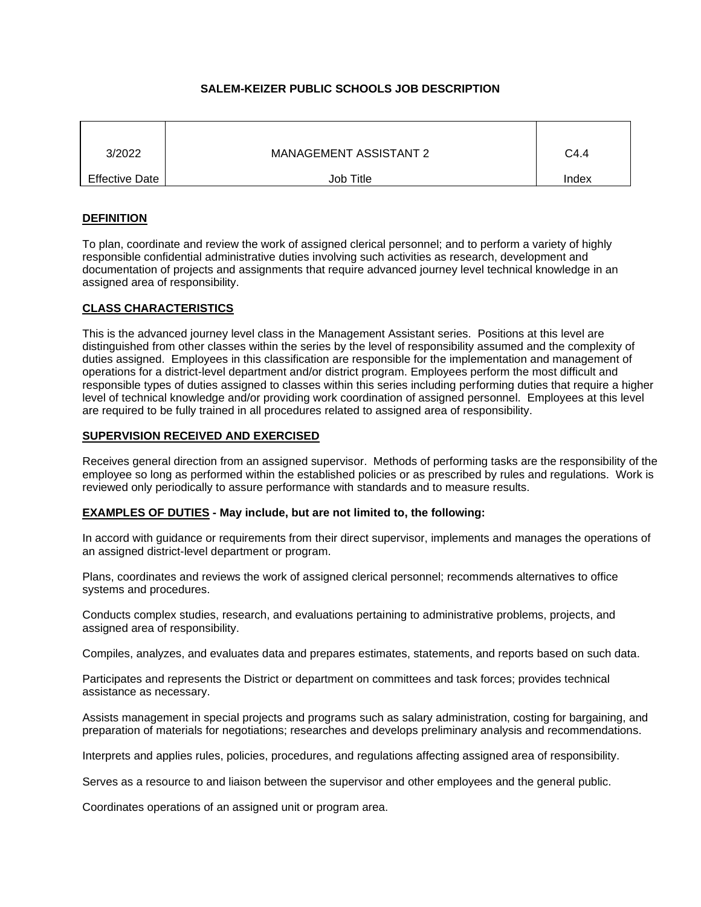# SALEM-KEIZER PUBLIC SCHOOLS JOB DESCRIPTION

| 3/2022 | MANAGEMENT ASSISTANT 2 | C4.4 |
|---|---|---|
| Effective Date | Job Title | Index |

## DEFINITION

To plan, coordinate and review the work of assigned clerical personnel; and to perform a variety of highly responsible confidential administrative duties involving such activities as research, development and documentation of projects and assignments that require advanced journey level technical knowledge in an assigned area of responsibility.

## CLASS CHARACTERISTICS

This is the advanced journey level class in the Management Assistant series. Positions at this level are distinguished from other classes within the series by the level of responsibility assumed and the complexity of duties assigned. Employees in this classification are responsible for the implementation and management of operations for a district-level department and/or district program. Employees perform the most difficult and responsible types of duties assigned to classes within this series including performing duties that require a higher level of technical knowledge and/or providing work coordination of assigned personnel. Employees at this level are required to be fully trained in all procedures related to assigned area of responsibility.

## SUPERVISION RECEIVED AND EXERCISED

Receives general direction from an assigned supervisor. Methods of performing tasks are the responsibility of the employee so long as performed within the established policies or as prescribed by rules and regulations. Work is reviewed only periodically to assure performance with standards and to measure results.

## EXAMPLES OF DUTIES - May include, but are not limited to, the following:

In accord with guidance or requirements from their direct supervisor, implements and manages the operations of an assigned district-level department or program.

Plans, coordinates and reviews the work of assigned clerical personnel; recommends alternatives to office systems and procedures.

Conducts complex studies, research, and evaluations pertaining to administrative problems, projects, and assigned area of responsibility.

Compiles, analyzes, and evaluates data and prepares estimates, statements, and reports based on such data.

Participates and represents the District or department on committees and task forces; provides technical assistance as necessary.

Assists management in special projects and programs such as salary administration, costing for bargaining, and preparation of materials for negotiations; researches and develops preliminary analysis and recommendations.

Interprets and applies rules, policies, procedures, and regulations affecting assigned area of responsibility.

Serves as a resource to and liaison between the supervisor and other employees and the general public.

Coordinates operations of an assigned unit or program area.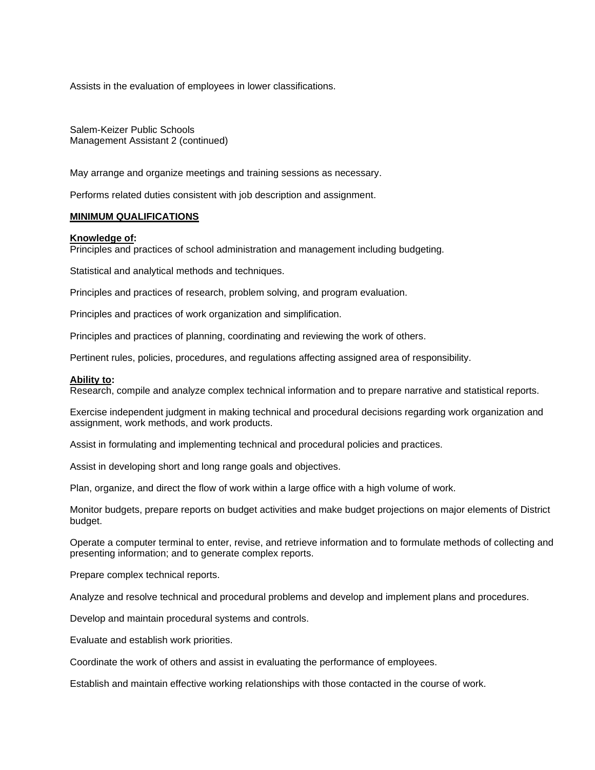Assists in the evaluation of employees in lower classifications.

Salem-Keizer Public Schools
Management Assistant 2 (continued)

May arrange and organize meetings and training sessions as necessary.

Performs related duties consistent with job description and assignment.

## MINIMUM QUALIFICATIONS

**Knowledge of:**
Principles and practices of school administration and management including budgeting.

Statistical and analytical methods and techniques.

Principles and practices of research, problem solving, and program evaluation.

Principles and practices of work organization and simplification.

Principles and practices of planning, coordinating and reviewing the work of others.

Pertinent rules, policies, procedures, and regulations affecting assigned area of responsibility.

**Ability to:**
Research, compile and analyze complex technical information and to prepare narrative and statistical reports.

Exercise independent judgment in making technical and procedural decisions regarding work organization and assignment, work methods, and work products.

Assist in formulating and implementing technical and procedural policies and practices.

Assist in developing short and long range goals and objectives.

Plan, organize, and direct the flow of work within a large office with a high volume of work.

Monitor budgets, prepare reports on budget activities and make budget projections on major elements of District budget.

Operate a computer terminal to enter, revise, and retrieve information and to formulate methods of collecting and presenting information; and to generate complex reports.

Prepare complex technical reports.

Analyze and resolve technical and procedural problems and develop and implement plans and procedures.

Develop and maintain procedural systems and controls.

Evaluate and establish work priorities.

Coordinate the work of others and assist in evaluating the performance of employees.

Establish and maintain effective working relationships with those contacted in the course of work.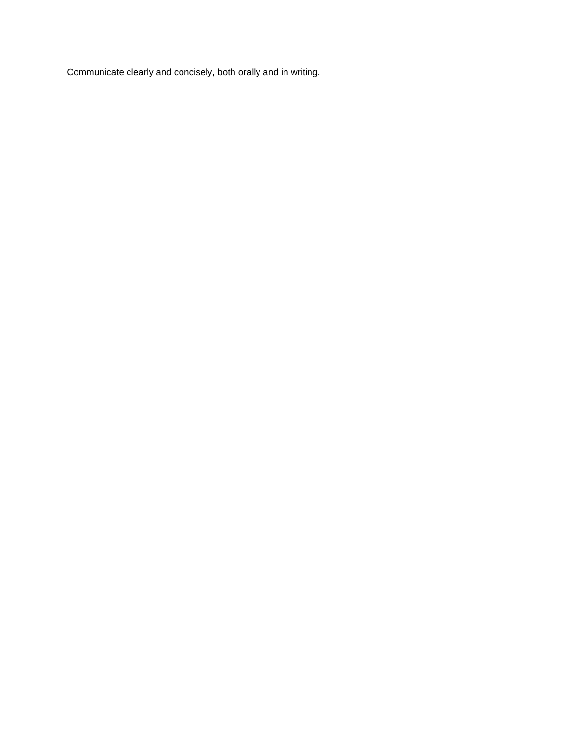Communicate clearly and concisely, both orally and in writing.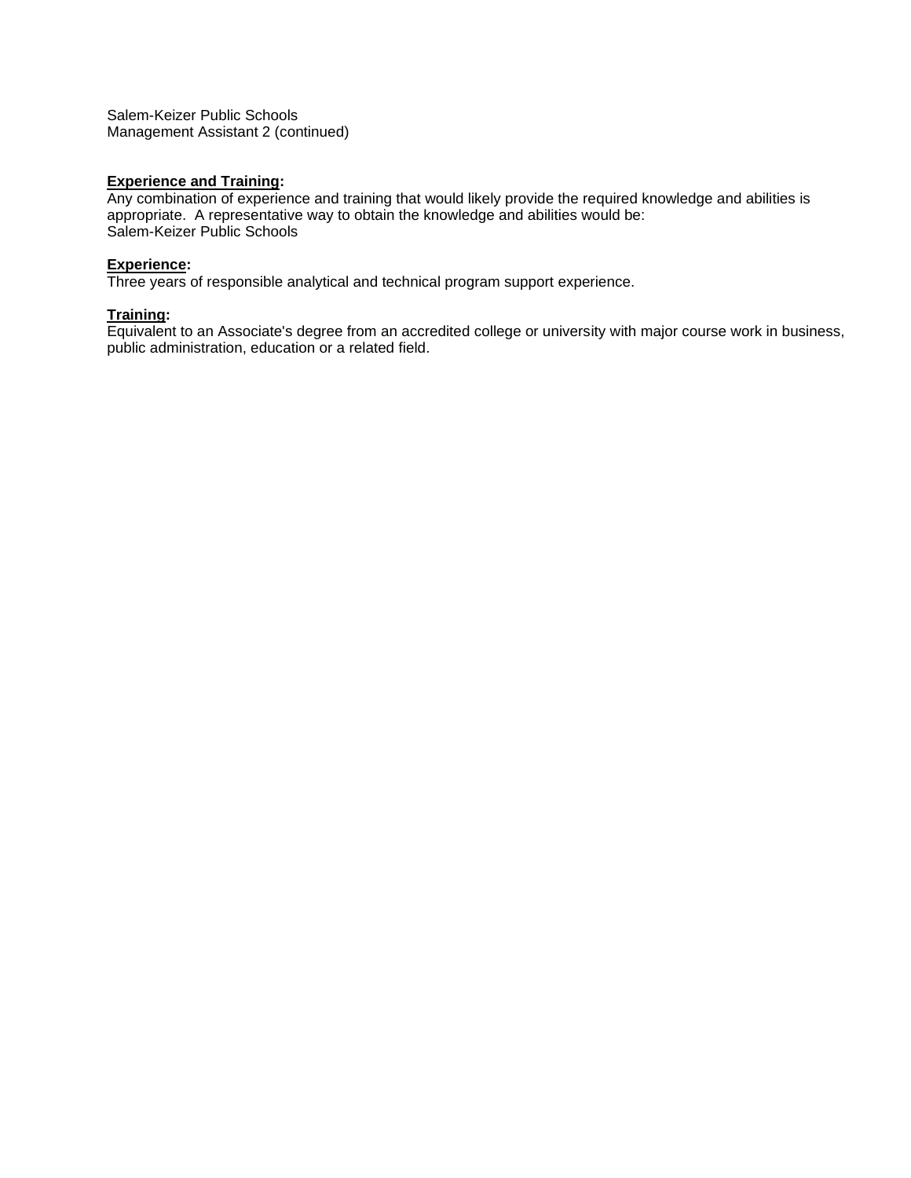**Experience and Training:**
Any combination of experience and training that would likely provide the required knowledge and abilities is appropriate. A representative way to obtain the knowledge and abilities would be:
Salem-Keizer Public Schools

**Experience:**
Three years of responsible analytical and technical program support experience.

**Training:**
Equivalent to an Associate's degree from an accredited college or university with major course work in business, public administration, education or a related field.